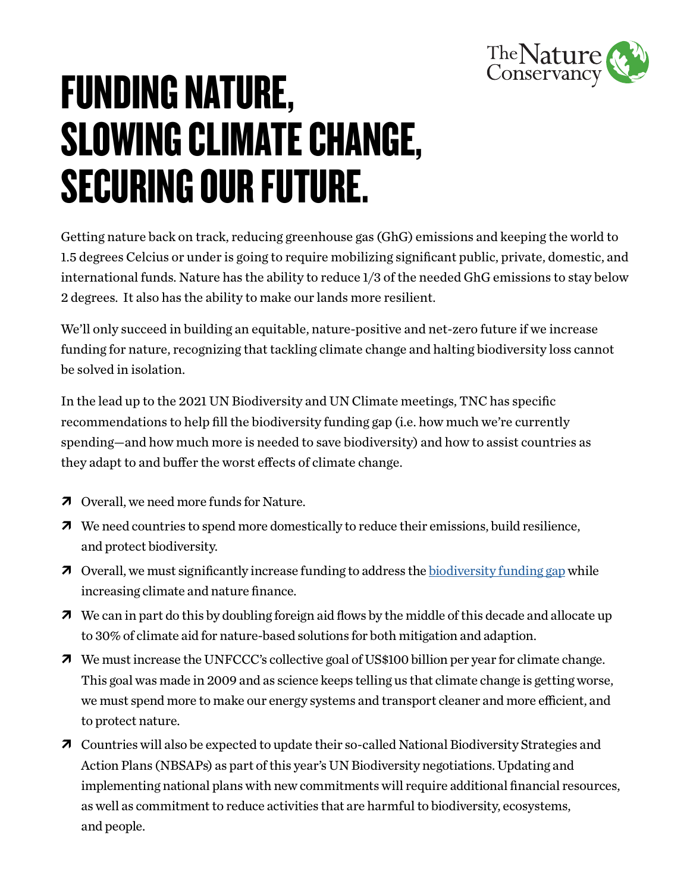# FUNDING NATURE, SLOWING CLIMATE CHANGE, SECURING OUR FUTURE.

Getting nature back on track, reducing greenhouse gas (GhG) emissions and keeping the world to 1.5 degrees Celcius or under is going to require mobilizing significant public, private, domestic, and international funds. Nature has the ability to reduce 1/3 of the needed GhG emissions to stay below 2 degrees. It also has the ability to make our lands more resilient.

We'll only succeed in building an equitable, nature-positive and net-zero future if we increase funding for nature, recognizing that tackling climate change and halting biodiversity loss cannot be solved in isolation.

In the lead up to the 2021 UN Biodiversity and UN Climate meetings, TNC has specific recommendations to help fill the biodiversity funding gap (i.e. how much we're currently spending—and how much more is needed to save biodiversity) and how to assist countries as they adapt to and buffer the worst effects of climate change.

- Overall, we need more funds for Nature.
- We need countries to spend more domestically to reduce their emissions, build resilience, and protect biodiversity.
- Overall, we must significantly increase funding to address the biodiversity funding gap while increasing climate and nature finance.
- We can in part do this by doubling foreign aid flows by the middle of this decade and allocate up to 30% of climate aid for nature-based solutions for both mitigation and adaption.
- We must increase the UNFCCC's collective goal of US$100 billion per year for climate change. This goal was made in 2009 and as science keeps telling us that climate change is getting worse, we must spend more to make our energy systems and transport cleaner and more efficient, and to protect nature.
- Countries will also be expected to update their so-called National Biodiversity Strategies and Action Plans (NBSAPs) as part of this year's UN Biodiversity negotiations. Updating and implementing national plans with new commitments will require additional financial resources, as well as commitment to reduce activities that are harmful to biodiversity, ecosystems, and people.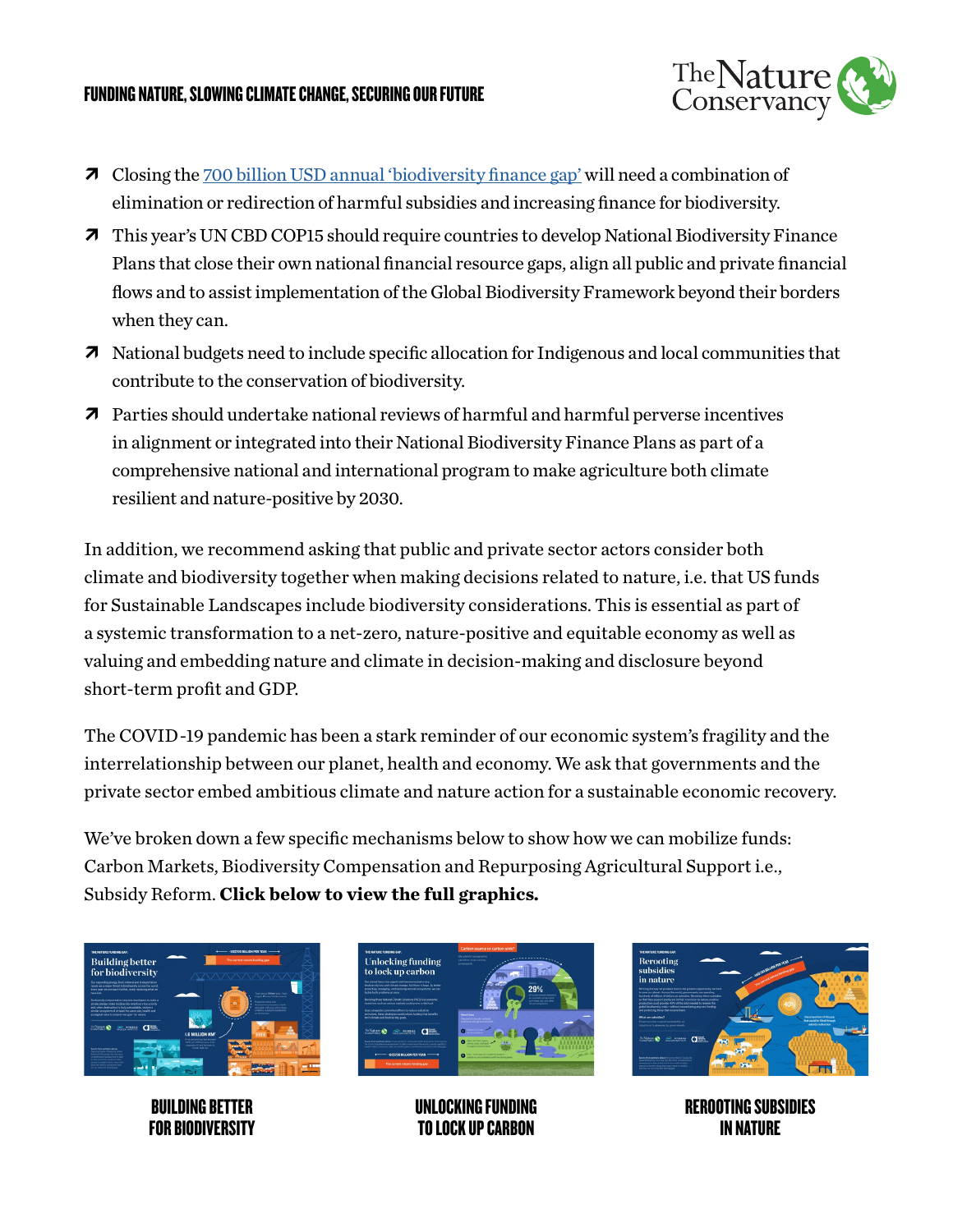- Closing the [700 billion USD annual 'biodiversity finance gap'] will need a combination of elimination or redirection of harmful subsidies and increasing finance for biodiversity.
- This year's UN CBD COP15 should require countries to develop National Biodiversity Finance Plans that close their own national financial resource gaps, align all public and private financial flows and to assist implementation of the Global Biodiversity Framework beyond their borders when they can.
- National budgets need to include specific allocation for Indigenous and local communities that contribute to the conservation of biodiversity.
- Parties should undertake national reviews of harmful and harmful perverse incentives in alignment or integrated into their National Biodiversity Finance Plans as part of a comprehensive national and international program to make agriculture both climate resilient and nature-positive by 2030.

In addition, we recommend asking that public and private sector actors consider both climate and biodiversity together when making decisions related to nature, i.e. that US funds for Sustainable Landscapes include biodiversity considerations. This is essential as part of a systemic transformation to a net-zero, nature-positive and equitable economy as well as valuing and embedding nature and climate in decision-making and disclosure beyond short-term profit and GDP.

The COVID-19 pandemic has been a stark reminder of our economic system's fragility and the interrelationship between our planet, health and economy. We ask that governments and the private sector embed ambitious climate and nature action for a sustainable economic recovery.

We've broken down a few specific mechanisms below to show how we can mobilize funds: Carbon Markets, Biodiversity Compensation and Repurposing Agricultural Support i.e., Subsidy Reform. **Click below to view the full graphics.**

BUILDING BETTER FOR BIODIVERSITY

UNLOCKING FUNDING TO LOCK UP CARBON

REROOTING SUBSIDIES IN NATURE